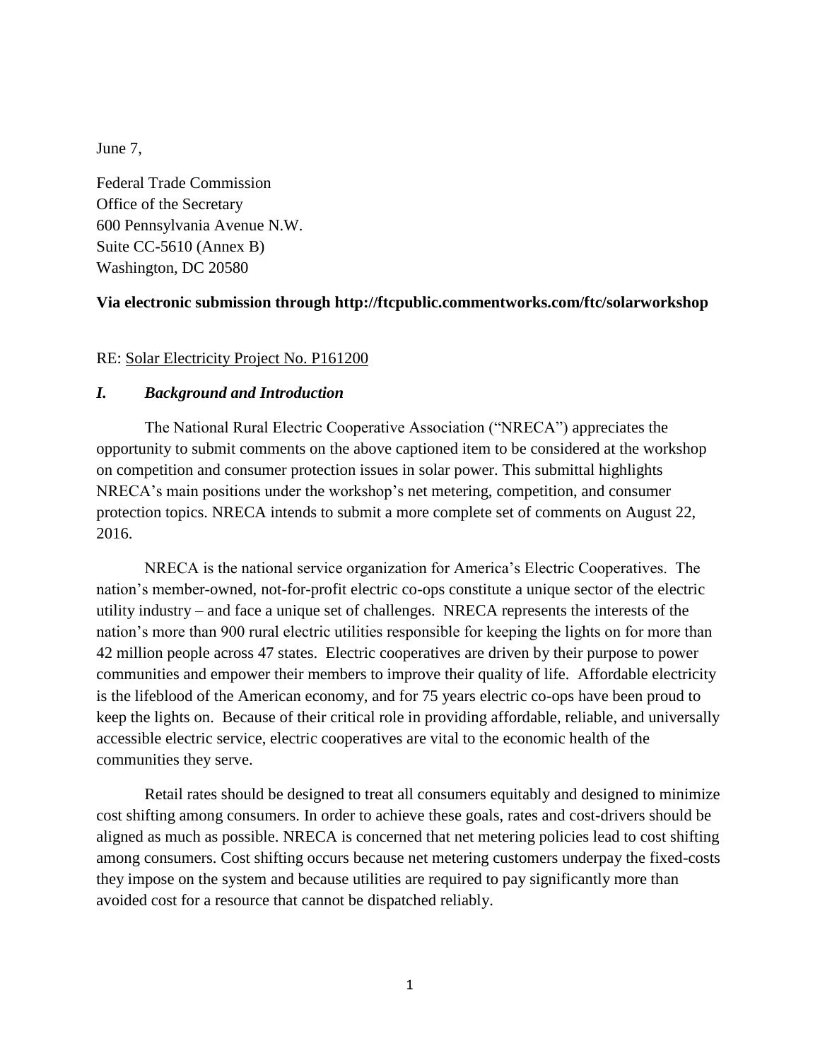June 7,

Federal Trade Commission
Office of the Secretary
600 Pennsylvania Avenue N.W.
Suite CC-5610 (Annex B)
Washington, DC 20580

**Via electronic submission through http://ftcpublic.commentworks.com/ftc/solarworkshop**

RE: Solar Electricity Project No. P161200

## *I. Background and Introduction*

The National Rural Electric Cooperative Association ("NRECA") appreciates the opportunity to submit comments on the above captioned item to be considered at the workshop on competition and consumer protection issues in solar power. This submittal highlights NRECA's main positions under the workshop's net metering, competition, and consumer protection topics. NRECA intends to submit a more complete set of comments on August 22, 2016.

NRECA is the national service organization for America's Electric Cooperatives. The nation's member-owned, not-for-profit electric co-ops constitute a unique sector of the electric utility industry – and face a unique set of challenges. NRECA represents the interests of the nation's more than 900 rural electric utilities responsible for keeping the lights on for more than 42 million people across 47 states. Electric cooperatives are driven by their purpose to power communities and empower their members to improve their quality of life. Affordable electricity is the lifeblood of the American economy, and for 75 years electric co-ops have been proud to keep the lights on. Because of their critical role in providing affordable, reliable, and universally accessible electric service, electric cooperatives are vital to the economic health of the communities they serve.

Retail rates should be designed to treat all consumers equitably and designed to minimize cost shifting among consumers. In order to achieve these goals, rates and cost-drivers should be aligned as much as possible. NRECA is concerned that net metering policies lead to cost shifting among consumers. Cost shifting occurs because net metering customers underpay the fixed-costs they impose on the system and because utilities are required to pay significantly more than avoided cost for a resource that cannot be dispatched reliably.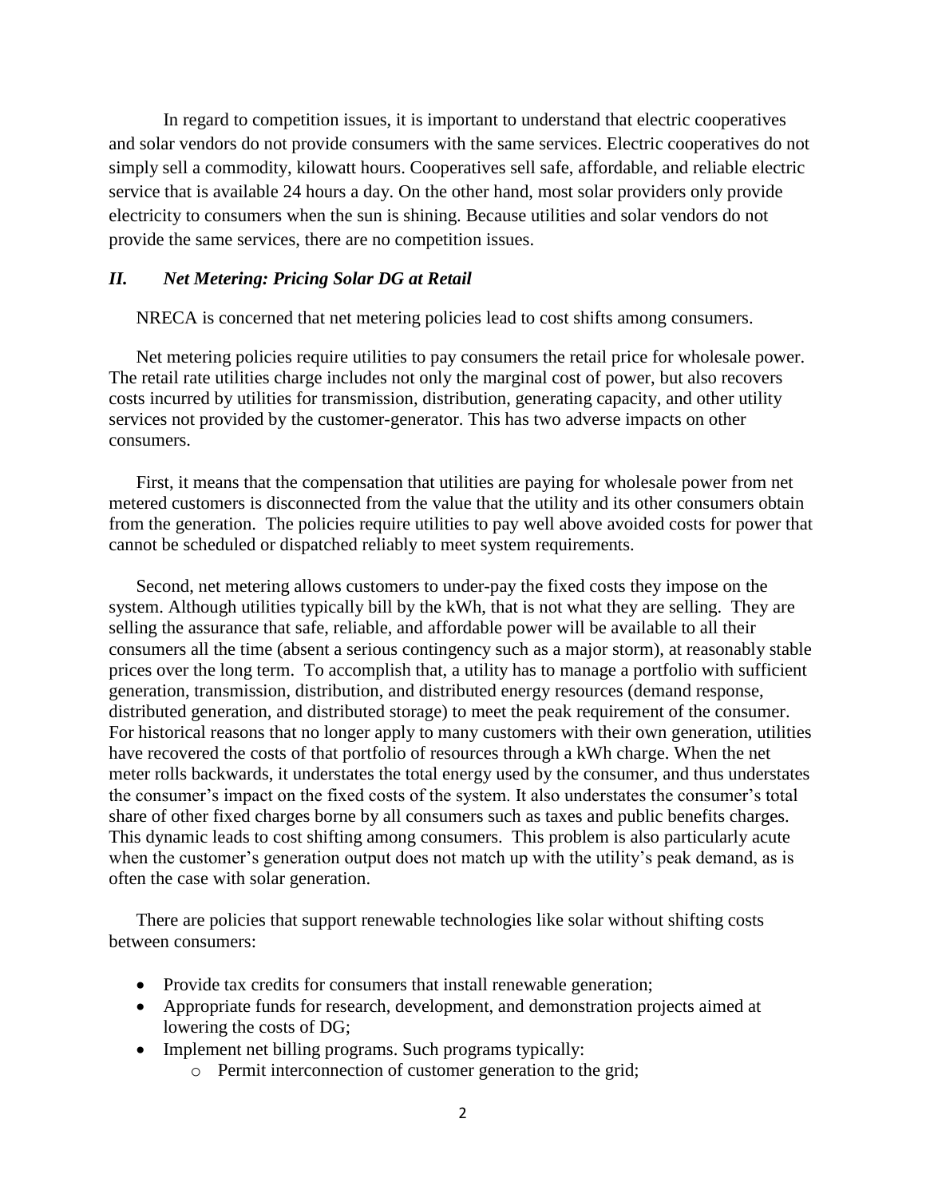In regard to competition issues, it is important to understand that electric cooperatives and solar vendors do not provide consumers with the same services. Electric cooperatives do not simply sell a commodity, kilowatt hours. Cooperatives sell safe, affordable, and reliable electric service that is available 24 hours a day. On the other hand, most solar providers only provide electricity to consumers when the sun is shining. Because utilities and solar vendors do not provide the same services, there are no competition issues.

## *II. Net Metering: Pricing Solar DG at Retail*

NRECA is concerned that net metering policies lead to cost shifts among consumers.

Net metering policies require utilities to pay consumers the retail price for wholesale power. The retail rate utilities charge includes not only the marginal cost of power, but also recovers costs incurred by utilities for transmission, distribution, generating capacity, and other utility services not provided by the customer-generator. This has two adverse impacts on other consumers.

First, it means that the compensation that utilities are paying for wholesale power from net metered customers is disconnected from the value that the utility and its other consumers obtain from the generation. The policies require utilities to pay well above avoided costs for power that cannot be scheduled or dispatched reliably to meet system requirements.

Second, net metering allows customers to under-pay the fixed costs they impose on the system. Although utilities typically bill by the kWh, that is not what they are selling. They are selling the assurance that safe, reliable, and affordable power will be available to all their consumers all the time (absent a serious contingency such as a major storm), at reasonably stable prices over the long term. To accomplish that, a utility has to manage a portfolio with sufficient generation, transmission, distribution, and distributed energy resources (demand response, distributed generation, and distributed storage) to meet the peak requirement of the consumer. For historical reasons that no longer apply to many customers with their own generation, utilities have recovered the costs of that portfolio of resources through a kWh charge. When the net meter rolls backwards, it understates the total energy used by the consumer, and thus understates the consumer's impact on the fixed costs of the system. It also understates the consumer's total share of other fixed charges borne by all consumers such as taxes and public benefits charges. This dynamic leads to cost shifting among consumers. This problem is also particularly acute when the customer's generation output does not match up with the utility's peak demand, as is often the case with solar generation.

There are policies that support renewable technologies like solar without shifting costs between consumers:

- Provide tax credits for consumers that install renewable generation;
- Appropriate funds for research, development, and demonstration projects aimed at lowering the costs of DG;
- Implement net billing programs. Such programs typically:
  - Permit interconnection of customer generation to the grid;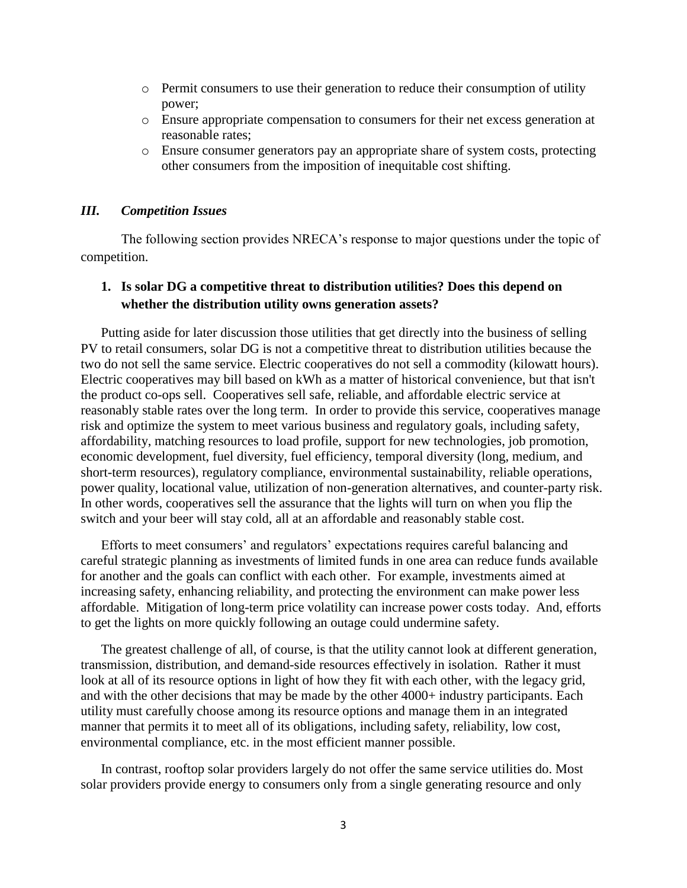- Permit consumers to use their generation to reduce their consumption of utility power;
- Ensure appropriate compensation to consumers for their net excess generation at reasonable rates;
- Ensure consumer generators pay an appropriate share of system costs, protecting other consumers from the imposition of inequitable cost shifting.

## *III. Competition Issues*

The following section provides NRECA's response to major questions under the topic of competition.

### 1. Is solar DG a competitive threat to distribution utilities? Does this depend on whether the distribution utility owns generation assets?

Putting aside for later discussion those utilities that get directly into the business of selling PV to retail consumers, solar DG is not a competitive threat to distribution utilities because the two do not sell the same service. Electric cooperatives do not sell a commodity (kilowatt hours). Electric cooperatives may bill based on kWh as a matter of historical convenience, but that isn't the product co-ops sell. Cooperatives sell safe, reliable, and affordable electric service at reasonably stable rates over the long term. In order to provide this service, cooperatives manage risk and optimize the system to meet various business and regulatory goals, including safety, affordability, matching resources to load profile, support for new technologies, job promotion, economic development, fuel diversity, fuel efficiency, temporal diversity (long, medium, and short-term resources), regulatory compliance, environmental sustainability, reliable operations, power quality, locational value, utilization of non-generation alternatives, and counter-party risk. In other words, cooperatives sell the assurance that the lights will turn on when you flip the switch and your beer will stay cold, all at an affordable and reasonably stable cost.

Efforts to meet consumers' and regulators' expectations requires careful balancing and careful strategic planning as investments of limited funds in one area can reduce funds available for another and the goals can conflict with each other. For example, investments aimed at increasing safety, enhancing reliability, and protecting the environment can make power less affordable. Mitigation of long-term price volatility can increase power costs today. And, efforts to get the lights on more quickly following an outage could undermine safety.

The greatest challenge of all, of course, is that the utility cannot look at different generation, transmission, distribution, and demand-side resources effectively in isolation. Rather it must look at all of its resource options in light of how they fit with each other, with the legacy grid, and with the other decisions that may be made by the other 4000+ industry participants. Each utility must carefully choose among its resource options and manage them in an integrated manner that permits it to meet all of its obligations, including safety, reliability, low cost, environmental compliance, etc. in the most efficient manner possible.

In contrast, rooftop solar providers largely do not offer the same service utilities do. Most solar providers provide energy to consumers only from a single generating resource and only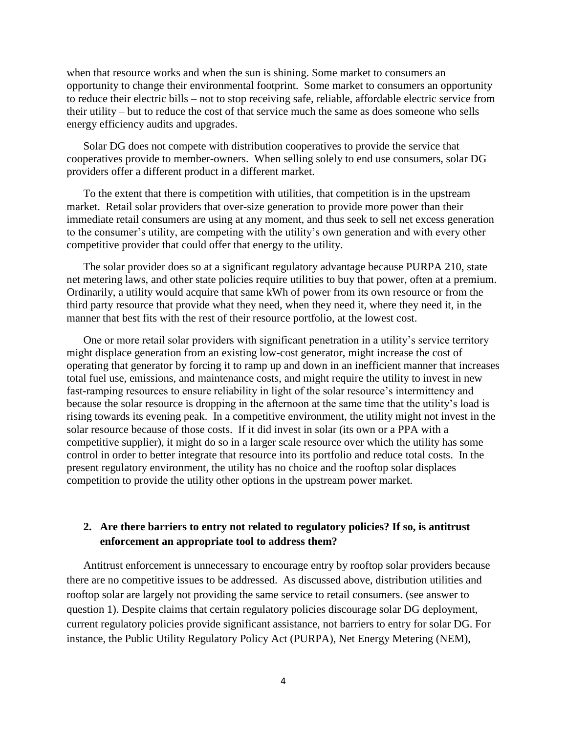when that resource works and when the sun is shining. Some market to consumers an opportunity to change their environmental footprint. Some market to consumers an opportunity to reduce their electric bills – not to stop receiving safe, reliable, affordable electric service from their utility – but to reduce the cost of that service much the same as does someone who sells energy efficiency audits and upgrades.

Solar DG does not compete with distribution cooperatives to provide the service that cooperatives provide to member-owners. When selling solely to end use consumers, solar DG providers offer a different product in a different market.

To the extent that there is competition with utilities, that competition is in the upstream market. Retail solar providers that over-size generation to provide more power than their immediate retail consumers are using at any moment, and thus seek to sell net excess generation to the consumer's utility, are competing with the utility's own generation and with every other competitive provider that could offer that energy to the utility.

The solar provider does so at a significant regulatory advantage because PURPA 210, state net metering laws, and other state policies require utilities to buy that power, often at a premium. Ordinarily, a utility would acquire that same kWh of power from its own resource or from the third party resource that provide what they need, when they need it, where they need it, in the manner that best fits with the rest of their resource portfolio, at the lowest cost.

One or more retail solar providers with significant penetration in a utility's service territory might displace generation from an existing low-cost generator, might increase the cost of operating that generator by forcing it to ramp up and down in an inefficient manner that increases total fuel use, emissions, and maintenance costs, and might require the utility to invest in new fast-ramping resources to ensure reliability in light of the solar resource's intermittency and because the solar resource is dropping in the afternoon at the same time that the utility's load is rising towards its evening peak. In a competitive environment, the utility might not invest in the solar resource because of those costs. If it did invest in solar (its own or a PPA with a competitive supplier), it might do so in a larger scale resource over which the utility has some control in order to better integrate that resource into its portfolio and reduce total costs. In the present regulatory environment, the utility has no choice and the rooftop solar displaces competition to provide the utility other options in the upstream power market.

## 2. Are there barriers to entry not related to regulatory policies? If so, is antitrust enforcement an appropriate tool to address them?

Antitrust enforcement is unnecessary to encourage entry by rooftop solar providers because there are no competitive issues to be addressed. As discussed above, distribution utilities and rooftop solar are largely not providing the same service to retail consumers. (see answer to question 1). Despite claims that certain regulatory policies discourage solar DG deployment, current regulatory policies provide significant assistance, not barriers to entry for solar DG. For instance, the Public Utility Regulatory Policy Act (PURPA), Net Energy Metering (NEM),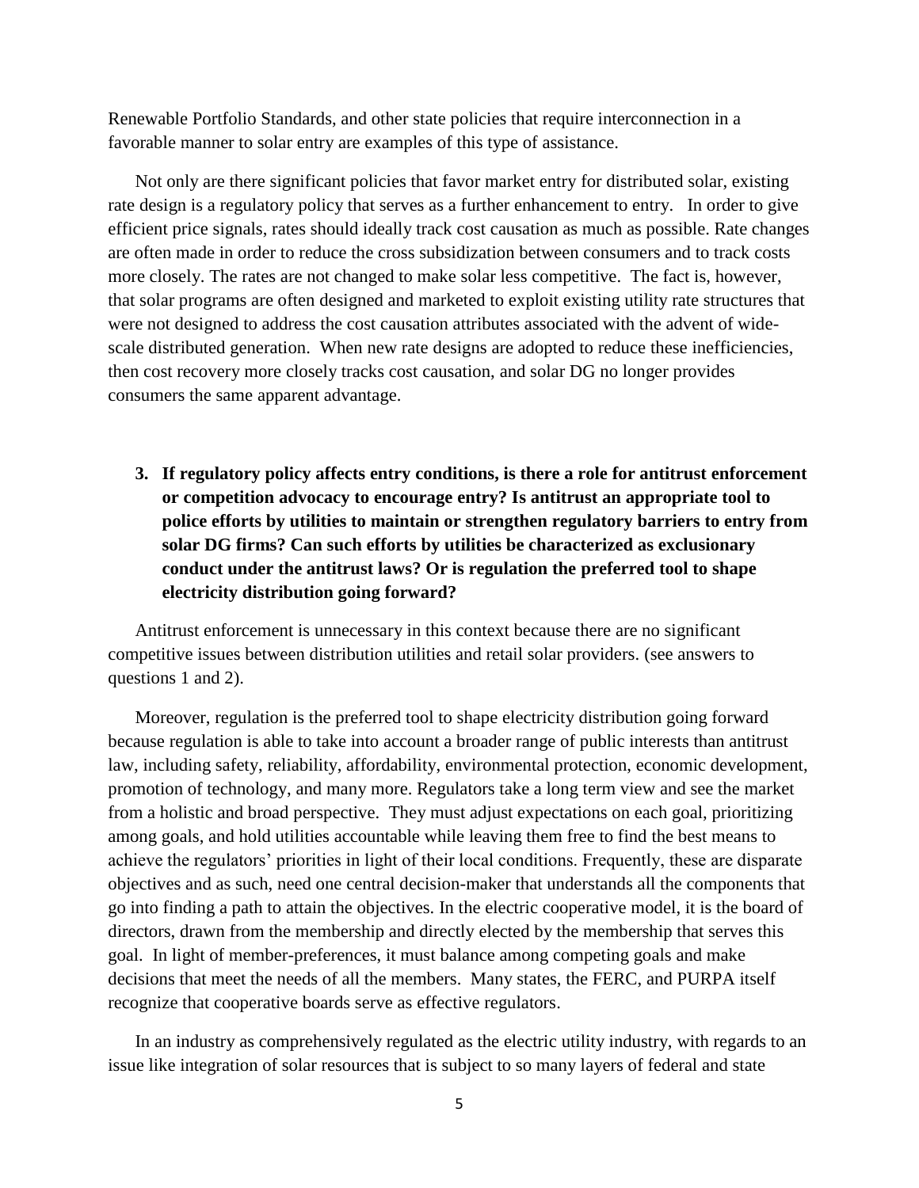Renewable Portfolio Standards, and other state policies that require interconnection in a favorable manner to solar entry are examples of this type of assistance.

Not only are there significant policies that favor market entry for distributed solar, existing rate design is a regulatory policy that serves as a further enhancement to entry. In order to give efficient price signals, rates should ideally track cost causation as much as possible. Rate changes are often made in order to reduce the cross subsidization between consumers and to track costs more closely. The rates are not changed to make solar less competitive. The fact is, however, that solar programs are often designed and marketed to exploit existing utility rate structures that were not designed to address the cost causation attributes associated with the advent of wide-scale distributed generation. When new rate designs are adopted to reduce these inefficiencies, then cost recovery more closely tracks cost causation, and solar DG no longer provides consumers the same apparent advantage.

**3. If regulatory policy affects entry conditions, is there a role for antitrust enforcement or competition advocacy to encourage entry? Is antitrust an appropriate tool to police efforts by utilities to maintain or strengthen regulatory barriers to entry from solar DG firms? Can such efforts by utilities be characterized as exclusionary conduct under the antitrust laws? Or is regulation the preferred tool to shape electricity distribution going forward?**

Antitrust enforcement is unnecessary in this context because there are no significant competitive issues between distribution utilities and retail solar providers. (see answers to questions 1 and 2).

Moreover, regulation is the preferred tool to shape electricity distribution going forward because regulation is able to take into account a broader range of public interests than antitrust law, including safety, reliability, affordability, environmental protection, economic development, promotion of technology, and many more. Regulators take a long term view and see the market from a holistic and broad perspective. They must adjust expectations on each goal, prioritizing among goals, and hold utilities accountable while leaving them free to find the best means to achieve the regulators' priorities in light of their local conditions. Frequently, these are disparate objectives and as such, need one central decision-maker that understands all the components that go into finding a path to attain the objectives. In the electric cooperative model, it is the board of directors, drawn from the membership and directly elected by the membership that serves this goal. In light of member-preferences, it must balance among competing goals and make decisions that meet the needs of all the members. Many states, the FERC, and PURPA itself recognize that cooperative boards serve as effective regulators.

In an industry as comprehensively regulated as the electric utility industry, with regards to an issue like integration of solar resources that is subject to so many layers of federal and state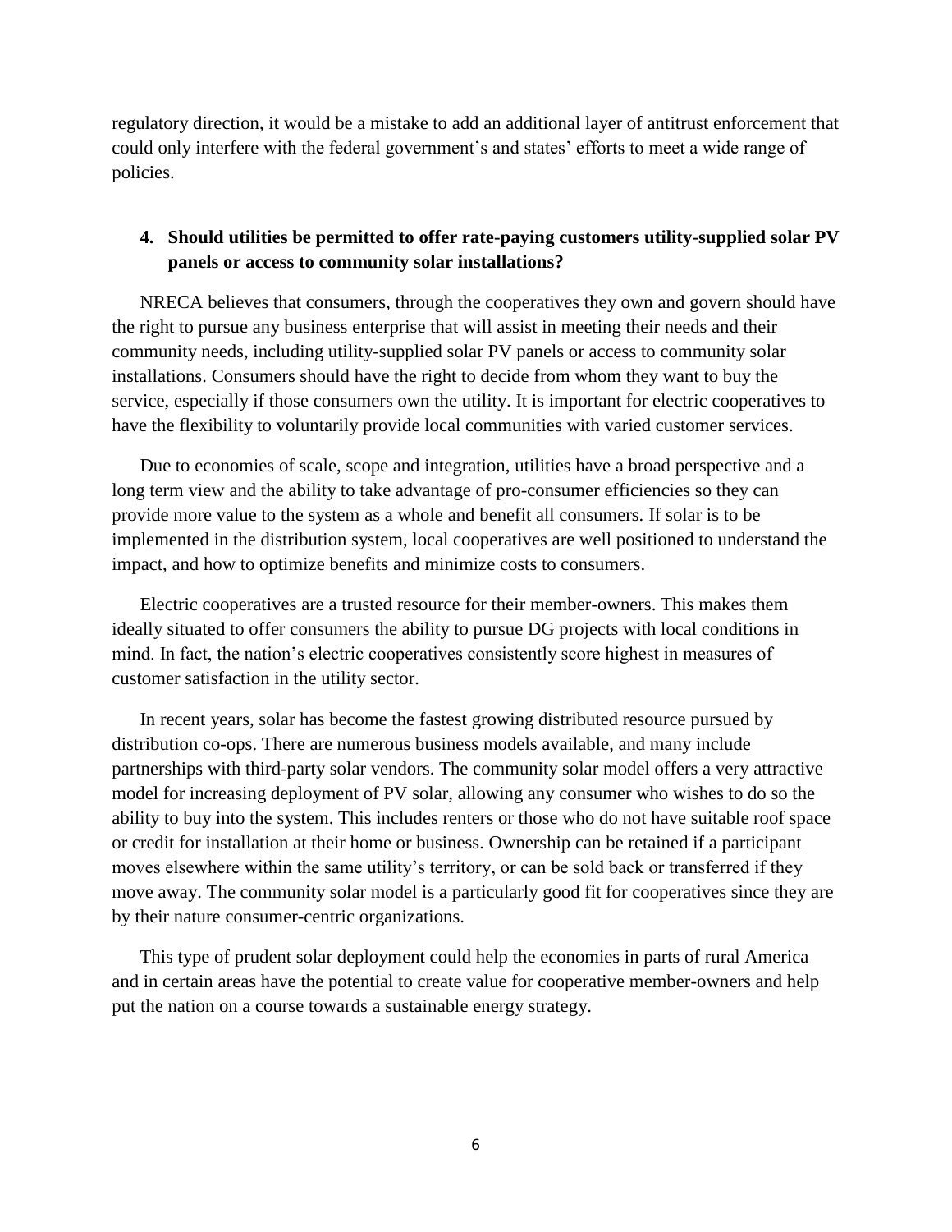regulatory direction, it would be a mistake to add an additional layer of antitrust enforcement that could only interfere with the federal government's and states' efforts to meet a wide range of policies.

4. **Should utilities be permitted to offer rate-paying customers utility-supplied solar PV panels or access to community solar installations?**

NRECA believes that consumers, through the cooperatives they own and govern should have the right to pursue any business enterprise that will assist in meeting their needs and their community needs, including utility-supplied solar PV panels or access to community solar installations. Consumers should have the right to decide from whom they want to buy the service, especially if those consumers own the utility. It is important for electric cooperatives to have the flexibility to voluntarily provide local communities with varied customer services.

Due to economies of scale, scope and integration, utilities have a broad perspective and a long term view and the ability to take advantage of pro-consumer efficiencies so they can provide more value to the system as a whole and benefit all consumers. If solar is to be implemented in the distribution system, local cooperatives are well positioned to understand the impact, and how to optimize benefits and minimize costs to consumers.

Electric cooperatives are a trusted resource for their member-owners. This makes them ideally situated to offer consumers the ability to pursue DG projects with local conditions in mind. In fact, the nation's electric cooperatives consistently score highest in measures of customer satisfaction in the utility sector.

In recent years, solar has become the fastest growing distributed resource pursued by distribution co-ops. There are numerous business models available, and many include partnerships with third-party solar vendors. The community solar model offers a very attractive model for increasing deployment of PV solar, allowing any consumer who wishes to do so the ability to buy into the system. This includes renters or those who do not have suitable roof space or credit for installation at their home or business. Ownership can be retained if a participant moves elsewhere within the same utility's territory, or can be sold back or transferred if they move away. The community solar model is a particularly good fit for cooperatives since they are by their nature consumer-centric organizations.

This type of prudent solar deployment could help the economies in parts of rural America and in certain areas have the potential to create value for cooperative member-owners and help put the nation on a course towards a sustainable energy strategy.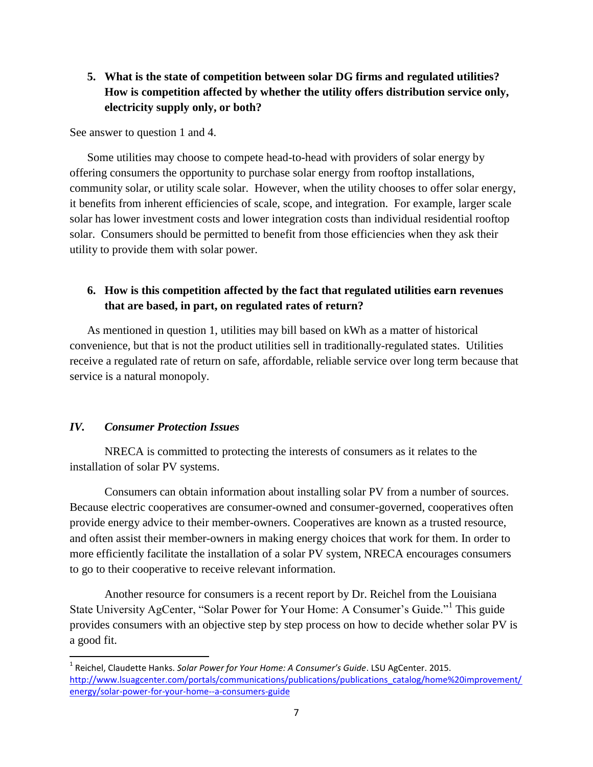**5. What is the state of competition between solar DG firms and regulated utilities? How is competition affected by whether the utility offers distribution service only, electricity supply only, or both?**

See answer to question 1 and 4.

Some utilities may choose to compete head-to-head with providers of solar energy by offering consumers the opportunity to purchase solar energy from rooftop installations, community solar, or utility scale solar. However, when the utility chooses to offer solar energy, it benefits from inherent efficiencies of scale, scope, and integration. For example, larger scale solar has lower investment costs and lower integration costs than individual residential rooftop solar. Consumers should be permitted to benefit from those efficiencies when they ask their utility to provide them with solar power.

**6. How is this competition affected by the fact that regulated utilities earn revenues that are based, in part, on regulated rates of return?**

As mentioned in question 1, utilities may bill based on kWh as a matter of historical convenience, but that is not the product utilities sell in traditionally-regulated states. Utilities receive a regulated rate of return on safe, affordable, reliable service over long term because that service is a natural monopoly.

## *IV. Consumer Protection Issues*

NRECA is committed to protecting the interests of consumers as it relates to the installation of solar PV systems.

Consumers can obtain information about installing solar PV from a number of sources. Because electric cooperatives are consumer-owned and consumer-governed, cooperatives often provide energy advice to their member-owners. Cooperatives are known as a trusted resource, and often assist their member-owners in making energy choices that work for them. In order to more efficiently facilitate the installation of a solar PV system, NRECA encourages consumers to go to their cooperative to receive relevant information.

Another resource for consumers is a recent report by Dr. Reichel from the Louisiana State University AgCenter, "Solar Power for Your Home: A Consumer's Guide."[1] This guide provides consumers with an objective step by step process on how to decide whether solar PV is a good fit.

---

[1] Reichel, Claudette Hanks. *Solar Power for Your Home: A Consumer's Guide*. LSU AgCenter. 2015. http://www.lsuagcenter.com/portals/communications/publications/publications_catalog/home%20improvement/energy/solar-power-for-your-home--a-consumers-guide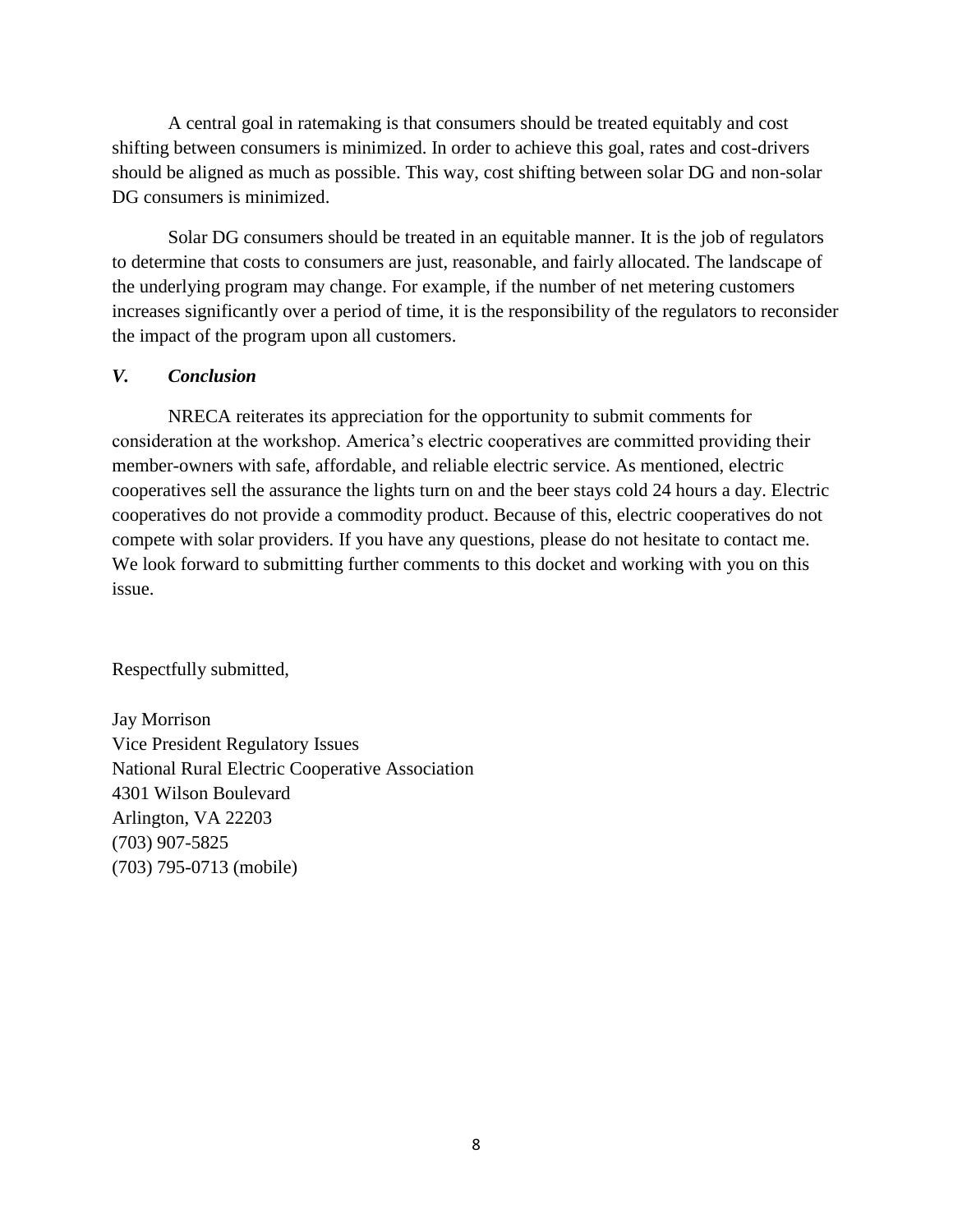A central goal in ratemaking is that consumers should be treated equitably and cost shifting between consumers is minimized. In order to achieve this goal, rates and cost-drivers should be aligned as much as possible. This way, cost shifting between solar DG and non-solar DG consumers is minimized.

Solar DG consumers should be treated in an equitable manner. It is the job of regulators to determine that costs to consumers are just, reasonable, and fairly allocated. The landscape of the underlying program may change. For example, if the number of net metering customers increases significantly over a period of time, it is the responsibility of the regulators to reconsider the impact of the program upon all customers.

### *V. Conclusion*

NRECA reiterates its appreciation for the opportunity to submit comments for consideration at the workshop. America's electric cooperatives are committed providing their member-owners with safe, affordable, and reliable electric service. As mentioned, electric cooperatives sell the assurance the lights turn on and the beer stays cold 24 hours a day. Electric cooperatives do not provide a commodity product. Because of this, electric cooperatives do not compete with solar providers. If you have any questions, please do not hesitate to contact me. We look forward to submitting further comments to this docket and working with you on this issue.

Respectfully submitted,

Jay Morrison
Vice President Regulatory Issues
National Rural Electric Cooperative Association
4301 Wilson Boulevard
Arlington, VA 22203
(703) 907-5825
(703) 795-0713 (mobile)